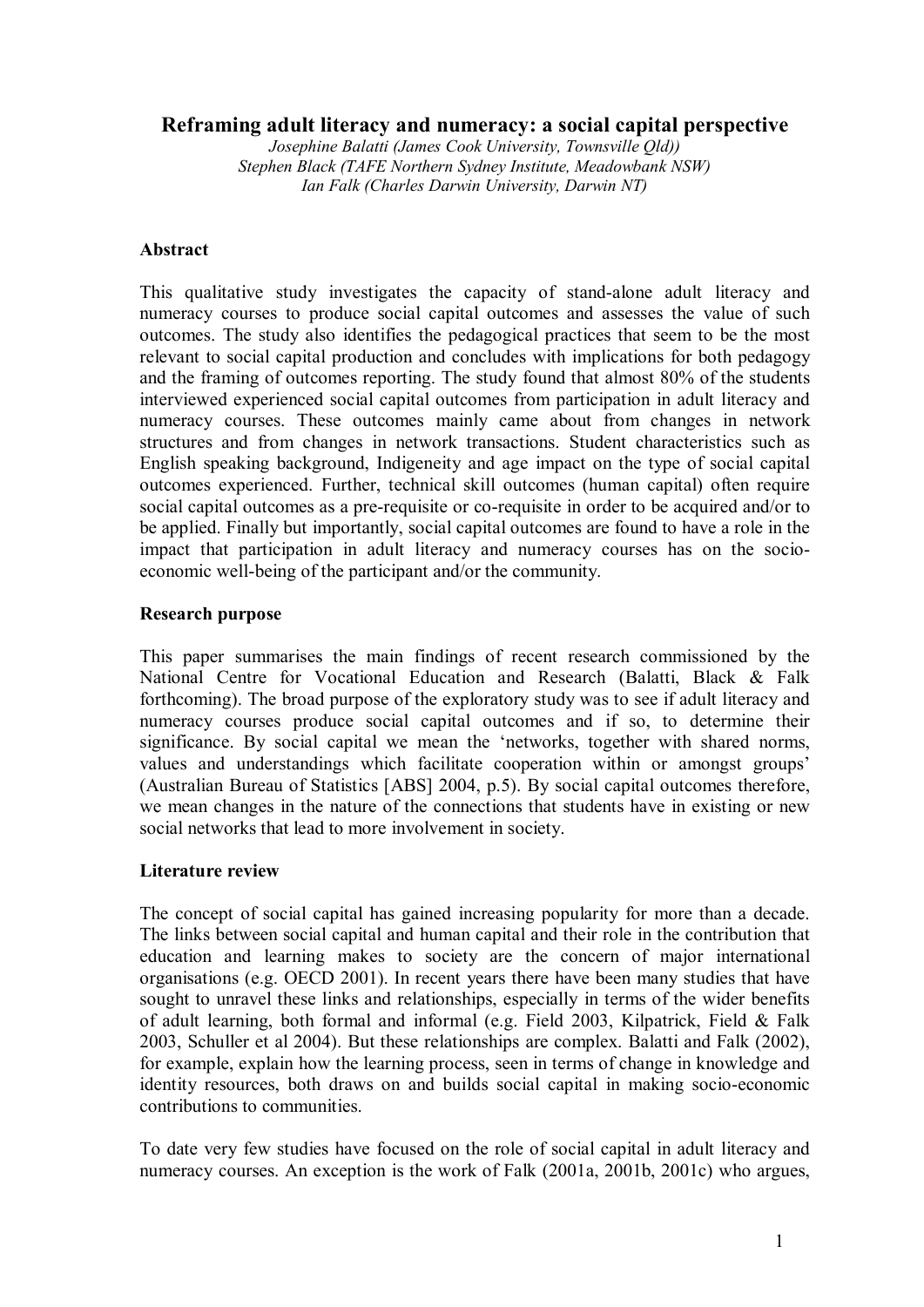# Reframing adult literacy and numeracy: a social capital perspective

*Josephine Balatti (James Cook University, Townsville Qld))*
*Stephen Black (TAFE Northern Sydney Institute, Meadowbank NSW)*
*Ian Falk (Charles Darwin University, Darwin NT)*

## Abstract

This qualitative study investigates the capacity of stand-alone adult literacy and numeracy courses to produce social capital outcomes and assesses the value of such outcomes. The study also identifies the pedagogical practices that seem to be the most relevant to social capital production and concludes with implications for both pedagogy and the framing of outcomes reporting. The study found that almost 80% of the students interviewed experienced social capital outcomes from participation in adult literacy and numeracy courses. These outcomes mainly came about from changes in network structures and from changes in network transactions. Student characteristics such as English speaking background, Indigeneity and age impact on the type of social capital outcomes experienced. Further, technical skill outcomes (human capital) often require social capital outcomes as a pre-requisite or co-requisite in order to be acquired and/or to be applied. Finally but importantly, social capital outcomes are found to have a role in the impact that participation in adult literacy and numeracy courses has on the socio-economic well-being of the participant and/or the community.

## Research purpose

This paper summarises the main findings of recent research commissioned by the National Centre for Vocational Education and Research (Balatti, Black & Falk forthcoming). The broad purpose of the exploratory study was to see if adult literacy and numeracy courses produce social capital outcomes and if so, to determine their significance. By social capital we mean the 'networks, together with shared norms, values and understandings which facilitate cooperation within or amongst groups' (Australian Bureau of Statistics [ABS] 2004, p.5). By social capital outcomes therefore, we mean changes in the nature of the connections that students have in existing or new social networks that lead to more involvement in society.

## Literature review

The concept of social capital has gained increasing popularity for more than a decade. The links between social capital and human capital and their role in the contribution that education and learning makes to society are the concern of major international organisations (e.g. OECD 2001). In recent years there have been many studies that have sought to unravel these links and relationships, especially in terms of the wider benefits of adult learning, both formal and informal (e.g. Field 2003, Kilpatrick, Field & Falk 2003, Schuller et al 2004). But these relationships are complex. Balatti and Falk (2002), for example, explain how the learning process, seen in terms of change in knowledge and identity resources, both draws on and builds social capital in making socio-economic contributions to communities.

To date very few studies have focused on the role of social capital in adult literacy and numeracy courses. An exception is the work of Falk (2001a, 2001b, 2001c) who argues,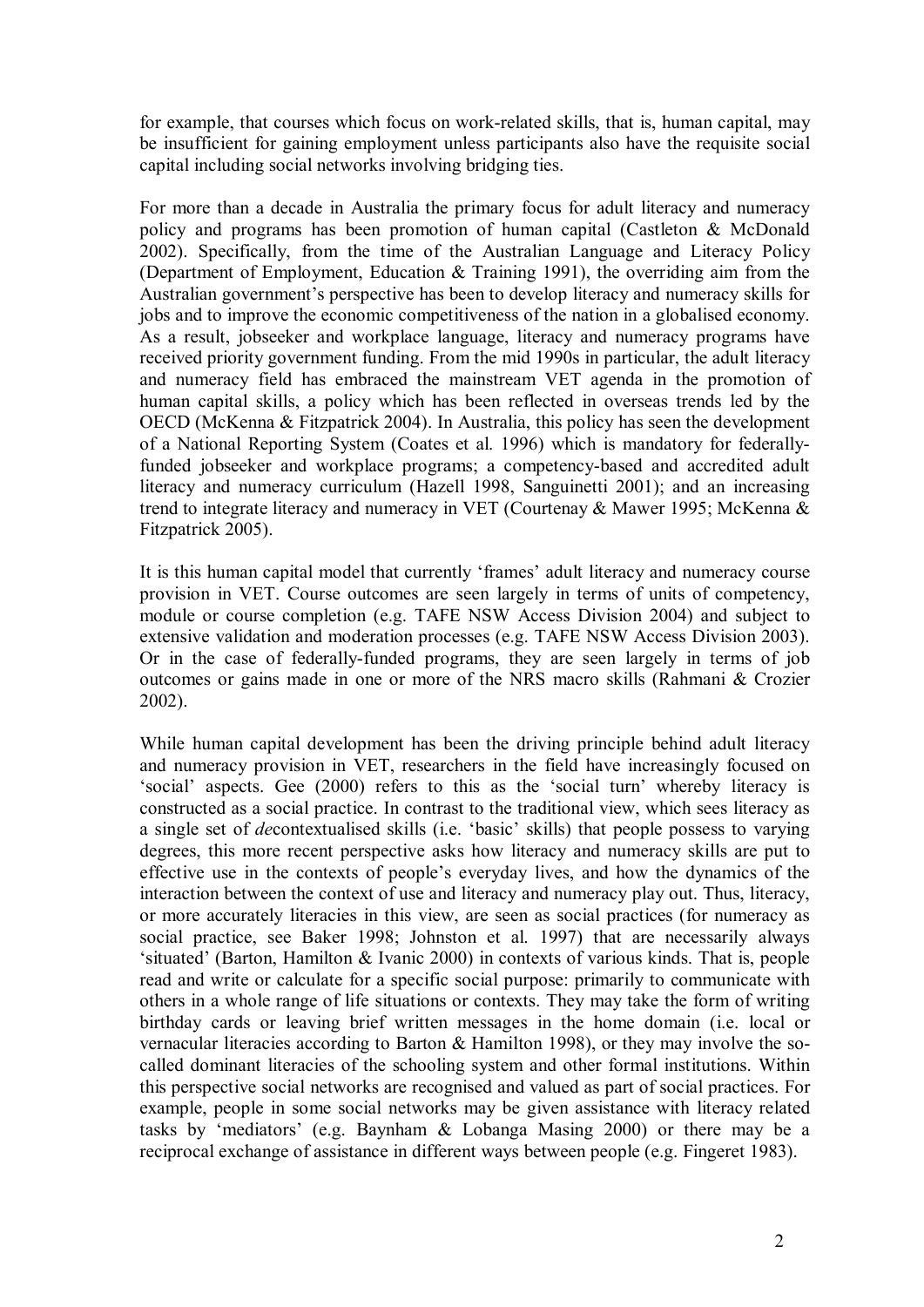for example, that courses which focus on work-related skills, that is, human capital, may be insufficient for gaining employment unless participants also have the requisite social capital including social networks involving bridging ties.

For more than a decade in Australia the primary focus for adult literacy and numeracy policy and programs has been promotion of human capital (Castleton & McDonald 2002). Specifically, from the time of the Australian Language and Literacy Policy (Department of Employment, Education & Training 1991), the overriding aim from the Australian government's perspective has been to develop literacy and numeracy skills for jobs and to improve the economic competitiveness of the nation in a globalised economy. As a result, jobseeker and workplace language, literacy and numeracy programs have received priority government funding. From the mid 1990s in particular, the adult literacy and numeracy field has embraced the mainstream VET agenda in the promotion of human capital skills, a policy which has been reflected in overseas trends led by the OECD (McKenna & Fitzpatrick 2004). In Australia, this policy has seen the development of a National Reporting System (Coates et al. 1996) which is mandatory for federally-funded jobseeker and workplace programs; a competency-based and accredited adult literacy and numeracy curriculum (Hazell 1998, Sanguinetti 2001); and an increasing trend to integrate literacy and numeracy in VET (Courtenay & Mawer 1995; McKenna & Fitzpatrick 2005).

It is this human capital model that currently 'frames' adult literacy and numeracy course provision in VET. Course outcomes are seen largely in terms of units of competency, module or course completion (e.g. TAFE NSW Access Division 2004) and subject to extensive validation and moderation processes (e.g. TAFE NSW Access Division 2003). Or in the case of federally-funded programs, they are seen largely in terms of job outcomes or gains made in one or more of the NRS macro skills (Rahmani & Crozier 2002).

While human capital development has been the driving principle behind adult literacy and numeracy provision in VET, researchers in the field have increasingly focused on 'social' aspects. Gee (2000) refers to this as the 'social turn' whereby literacy is constructed as a social practice. In contrast to the traditional view, which sees literacy as a single set of *de*contextualised skills (i.e. 'basic' skills) that people possess to varying degrees, this more recent perspective asks how literacy and numeracy skills are put to effective use in the contexts of people's everyday lives, and how the dynamics of the interaction between the context of use and literacy and numeracy play out. Thus, literacy, or more accurately literacies in this view, are seen as social practices (for numeracy as social practice, see Baker 1998; Johnston et al. 1997) that are necessarily always 'situated' (Barton, Hamilton & Ivanic 2000) in contexts of various kinds. That is, people read and write or calculate for a specific social purpose: primarily to communicate with others in a whole range of life situations or contexts. They may take the form of writing birthday cards or leaving brief written messages in the home domain (i.e. local or vernacular literacies according to Barton & Hamilton 1998), or they may involve the so-called dominant literacies of the schooling system and other formal institutions. Within this perspective social networks are recognised and valued as part of social practices. For example, people in some social networks may be given assistance with literacy related tasks by 'mediators' (e.g. Baynham & Lobanga Masing 2000) or there may be a reciprocal exchange of assistance in different ways between people (e.g. Fingeret 1983).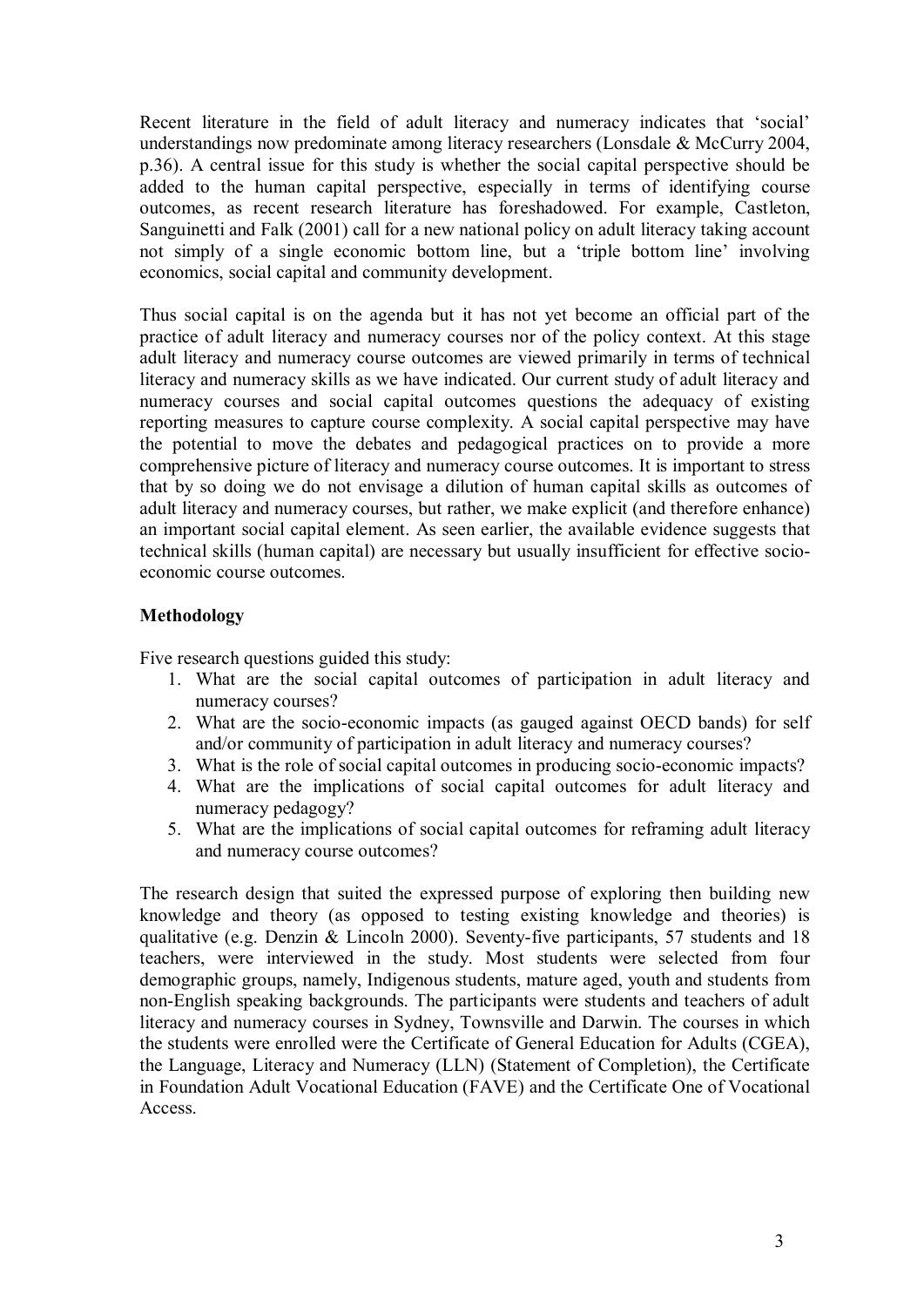Recent literature in the field of adult literacy and numeracy indicates that 'social' understandings now predominate among literacy researchers (Lonsdale & McCurry 2004, p.36). A central issue for this study is whether the social capital perspective should be added to the human capital perspective, especially in terms of identifying course outcomes, as recent research literature has foreshadowed. For example, Castleton, Sanguinetti and Falk (2001) call for a new national policy on adult literacy taking account not simply of a single economic bottom line, but a 'triple bottom line' involving economics, social capital and community development.

Thus social capital is on the agenda but it has not yet become an official part of the practice of adult literacy and numeracy courses nor of the policy context. At this stage adult literacy and numeracy course outcomes are viewed primarily in terms of technical literacy and numeracy skills as we have indicated. Our current study of adult literacy and numeracy courses and social capital outcomes questions the adequacy of existing reporting measures to capture course complexity. A social capital perspective may have the potential to move the debates and pedagogical practices on to provide a more comprehensive picture of literacy and numeracy course outcomes. It is important to stress that by so doing we do not envisage a dilution of human capital skills as outcomes of adult literacy and numeracy courses, but rather, we make explicit (and therefore enhance) an important social capital element. As seen earlier, the available evidence suggests that technical skills (human capital) are necessary but usually insufficient for effective socio-economic course outcomes.

**Methodology**

Five research questions guided this study:

1. What are the social capital outcomes of participation in adult literacy and numeracy courses?
2. What are the socio-economic impacts (as gauged against OECD bands) for self and/or community of participation in adult literacy and numeracy courses?
3. What is the role of social capital outcomes in producing socio-economic impacts?
4. What are the implications of social capital outcomes for adult literacy and numeracy pedagogy?
5. What are the implications of social capital outcomes for reframing adult literacy and numeracy course outcomes?

The research design that suited the expressed purpose of exploring then building new knowledge and theory (as opposed to testing existing knowledge and theories) is qualitative (e.g. Denzin & Lincoln 2000). Seventy-five participants, 57 students and 18 teachers, were interviewed in the study. Most students were selected from four demographic groups, namely, Indigenous students, mature aged, youth and students from non-English speaking backgrounds. The participants were students and teachers of adult literacy and numeracy courses in Sydney, Townsville and Darwin. The courses in which the students were enrolled were the Certificate of General Education for Adults (CGEA), the Language, Literacy and Numeracy (LLN) (Statement of Completion), the Certificate in Foundation Adult Vocational Education (FAVE) and the Certificate One of Vocational Access.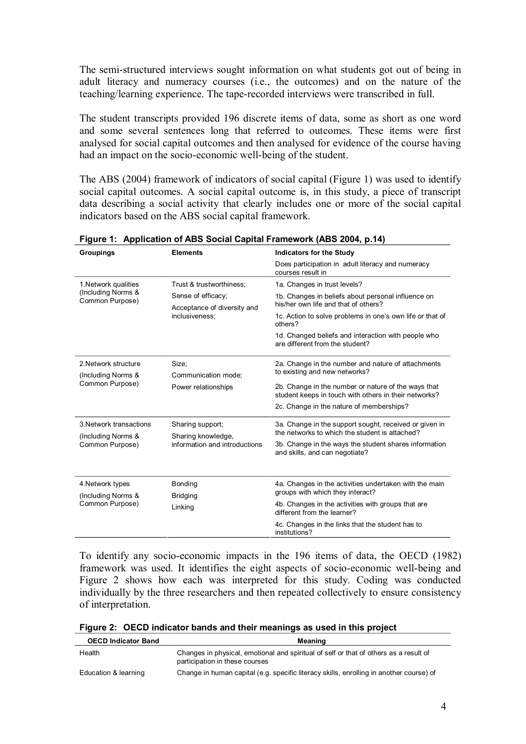The semi-structured interviews sought information on what students got out of being in adult literacy and numeracy courses (i.e., the outcomes) and on the nature of the teaching/learning experience. The tape-recorded interviews were transcribed in full.

The student transcripts provided 196 discrete items of data, some as short as one word and some several sentences long that referred to outcomes. These items were first analysed for social capital outcomes and then analysed for evidence of the course having had an impact on the socio-economic well-being of the student.

The ABS (2004) framework of indicators of social capital (Figure 1) was used to identify social capital outcomes. A social capital outcome is, in this study, a piece of transcript data describing a social activity that clearly includes one or more of the social capital indicators based on the ABS social capital framework.

**Figure 1: Application of ABS Social Capital Framework (ABS 2004, p.14)**

| Groupings | Elements | Indicators for the Study |
|---|---|---|
| | | Does participation in adult literacy and numeracy courses result in |
| 1.Network qualities (Including Norms & Common Purpose) | Trust & trustworthiness; Sense of efficacy; Acceptance of diversity and inclusiveness; | 1a. Changes in trust levels?<br>1b. Changes in beliefs about personal influence on his/her own life and that of others?<br>1c. Action to solve problems in one's own life or that of others?<br>1d. Changed beliefs and interaction with people who are different from the student? |
| 2.Network structure (Including Norms & Common Purpose) | Size; Communication mode; Power relationships | 2a. Change in the number and nature of attachments to existing and new networks?<br>2b. Change in the number or nature of the ways that student keeps in touch with others in their networks?<br>2c. Change in the nature of memberships? |
| 3.Network transactions (Including Norms & Common Purpose) | Sharing support; Sharing knowledge, information and introductions | 3a. Change in the support sought, received or given in the networks to which the student is attached?<br>3b. Change in the ways the student shares information and skills, and can negotiate? |
| 4.Network types (Including Norms & Common Purpose) | Bonding<br>Bridging<br>Linking | 4a. Changes in the activities undertaken with the main groups with which they interact?<br>4b. Changes in the activities with groups that are different from the learner?<br>4c. Changes in the links that the student has to institutions? |

To identify any socio-economic impacts in the 196 items of data, the OECD (1982) framework was used. It identifies the eight aspects of socio-economic well-being and Figure 2 shows how each was interpreted for this study. Coding was conducted individually by the three researchers and then repeated collectively to ensure consistency of interpretation.

**Figure 2: OECD indicator bands and their meanings as used in this project**

| OECD Indicator Band | Meaning |
|---|---|
| Health | Changes in physical, emotional and spiritual of self or that of others as a result of participation in these courses |
| Education & learning | Change in human capital (e.g. specific literacy skills, enrolling in another course) of |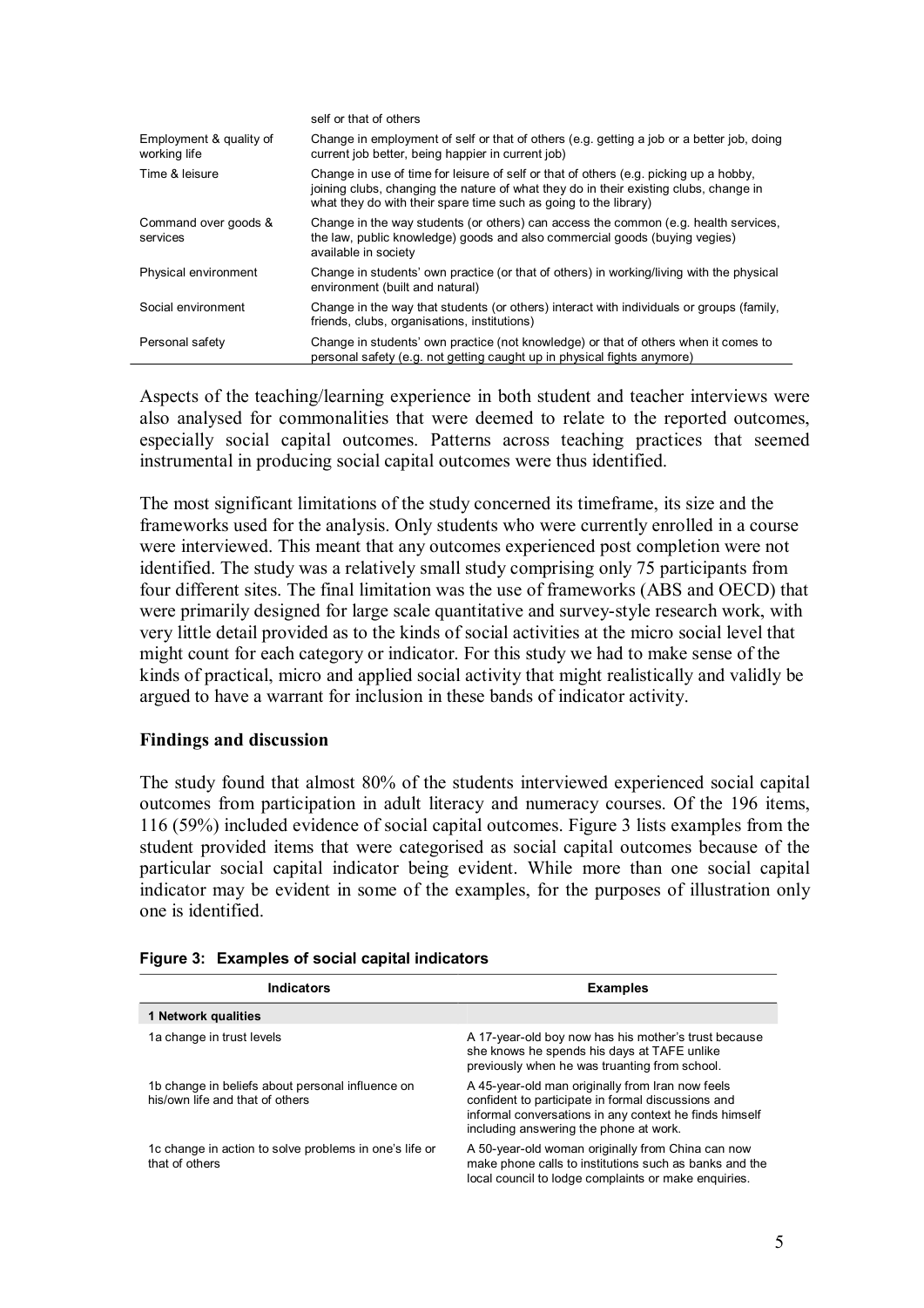| | |
|---|---|
| | self or that of others |
| Employment & quality of working life | Change in employment of self or that of others (e.g. getting a job or a better job, doing current job better, being happier in current job) |
| Time & leisure | Change in use of time for leisure of self or that of others (e.g. picking up a hobby, joining clubs, changing the nature of what they do in their existing clubs, change in what they do with their spare time such as going to the library) |
| Command over goods & services | Change in the way students (or others) can access the common (e.g. health services, the law, public knowledge) goods and also commercial goods (buying vegies) available in society |
| Physical environment | Change in students' own practice (or that of others) in working/living with the physical environment (built and natural) |
| Social environment | Change in the way that students (or others) interact with individuals or groups (family, friends, clubs, organisations, institutions) |
| Personal safety | Change in students' own practice (not knowledge) or that of others when it comes to personal safety (e.g. not getting caught up in physical fights anymore) |

Aspects of the teaching/learning experience in both student and teacher interviews were also analysed for commonalities that were deemed to relate to the reported outcomes, especially social capital outcomes. Patterns across teaching practices that seemed instrumental in producing social capital outcomes were thus identified.

The most significant limitations of the study concerned its timeframe, its size and the frameworks used for the analysis. Only students who were currently enrolled in a course were interviewed. This meant that any outcomes experienced post completion were not identified. The study was a relatively small study comprising only 75 participants from four different sites. The final limitation was the use of frameworks (ABS and OECD) that were primarily designed for large scale quantitative and survey-style research work, with very little detail provided as to the kinds of social activities at the micro social level that might count for each category or indicator. For this study we had to make sense of the kinds of practical, micro and applied social activity that might realistically and validly be argued to have a warrant for inclusion in these bands of indicator activity.

### Findings and discussion

The study found that almost 80% of the students interviewed experienced social capital outcomes from participation in adult literacy and numeracy courses. Of the 196 items, 116 (59%) included evidence of social capital outcomes. Figure 3 lists examples from the student provided items that were categorised as social capital outcomes because of the particular social capital indicator being evident. While more than one social capital indicator may be evident in some of the examples, for the purposes of illustration only one is identified.

**Figure 3: Examples of social capital indicators**

| Indicators | Examples |
|---|---|
| **1 Network qualities** | |
| 1a change in trust levels | A 17-year-old boy now has his mother's trust because she knows he spends his days at TAFE unlike previously when he was truanting from school. |
| 1b change in beliefs about personal influence on his/own life and that of others | A 45-year-old man originally from Iran now feels confident to participate in formal discussions and informal conversations in any context he finds himself including answering the phone at work. |
| 1c change in action to solve problems in one's life or that of others | A 50-year-old woman originally from China can now make phone calls to institutions such as banks and the local council to lodge complaints or make enquiries. |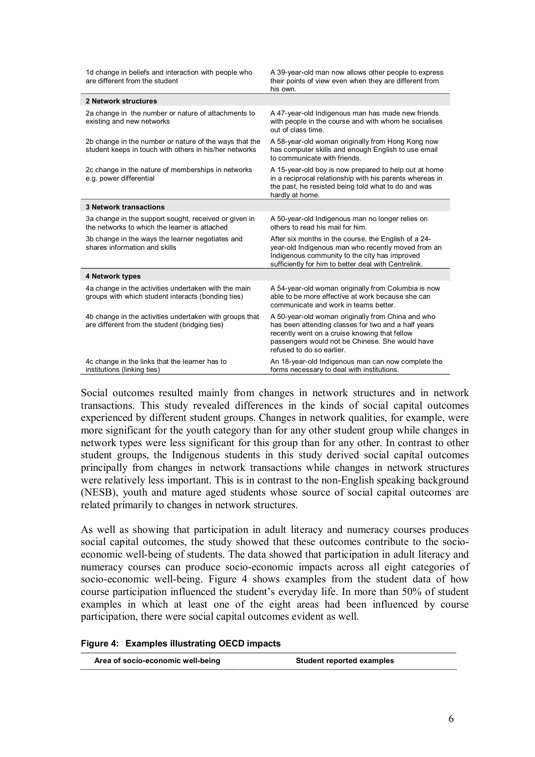| | |
|---|---|
| 1d change in beliefs and interaction with people who are different from the student | A 39-year-old man now allows other people to express their points of view even when they are different from his own. |
| **2 Network structures** | |
| 2a change in the number or nature of attachments to existing and new networks | A 47-year-old Indigenous man has made new friends with people in the course and with whom he socialises out of class time. |
| 2b change in the number or nature of the ways that the student keeps in touch with others in his/her networks | A 58-year-old woman originally from Hong Kong now has computer skills and enough English to use email to communicate with friends. |
| 2c change in the nature of memberships in networks e.g. power differential | A 15-year-old boy is now prepared to help out at home in a reciprocal relationship with his parents whereas in the past, he resisted being told what to do and was hardly at home. |
| **3 Network transactions** | |
| 3a change in the support sought, received or given in the networks to which the learner is attached | A 50-year-old Indigenous man no longer relies on others to read his mail for him. |
| 3b change in the ways the learner negotiates and shares information and skills | After six months in the course, the English of a 24-year-old Indigenous man who recently moved from an Indigenous community to the city has improved sufficiently for him to better deal with Centrelink. |
| **4 Network types** | |
| 4a change in the activities undertaken with the main groups with which student interacts (bonding ties) | A 54-year-old woman originally from Columbia is now able to be more effective at work because she can communicate and work in teams better. |
| 4b change in the activities undertaken with groups that are different from the student (bridging ties) | A 50-year-old woman originally from China and who has been attending classes for two and a half years recently went on a cruise knowing that fellow passengers would not be Chinese. She would have refused to do so earlier. |
| 4c change in the links that the learner has to institutions (linking ties) | An 18-year-old Indigenous man can now complete the forms necessary to deal with institutions. |

Social outcomes resulted mainly from changes in network structures and in network transactions. This study revealed differences in the kinds of social capital outcomes experienced by different student groups. Changes in network qualities, for example, were more significant for the youth category than for any other student group while changes in network types were less significant for this group than for any other. In contrast to other student groups, the Indigenous students in this study derived social capital outcomes principally from changes in network transactions while changes in network structures were relatively less important. This is in contrast to the non-English speaking background (NESB), youth and mature aged students whose source of social capital outcomes are related primarily to changes in network structures.

As well as showing that participation in adult literacy and numeracy courses produces social capital outcomes, the study showed that these outcomes contribute to the socio-economic well-being of students. The data showed that participation in adult literacy and numeracy courses can produce socio-economic impacts across all eight categories of socio-economic well-being. Figure 4 shows examples from the student data of how course participation influenced the student's everyday life. In more than 50% of student examples in which at least one of the eight areas had been influenced by course participation, there were social capital outcomes evident as well.

**Figure 4: Examples illustrating OECD impacts**

| Area of socio-economic well-being | Student reported examples |
|---|---|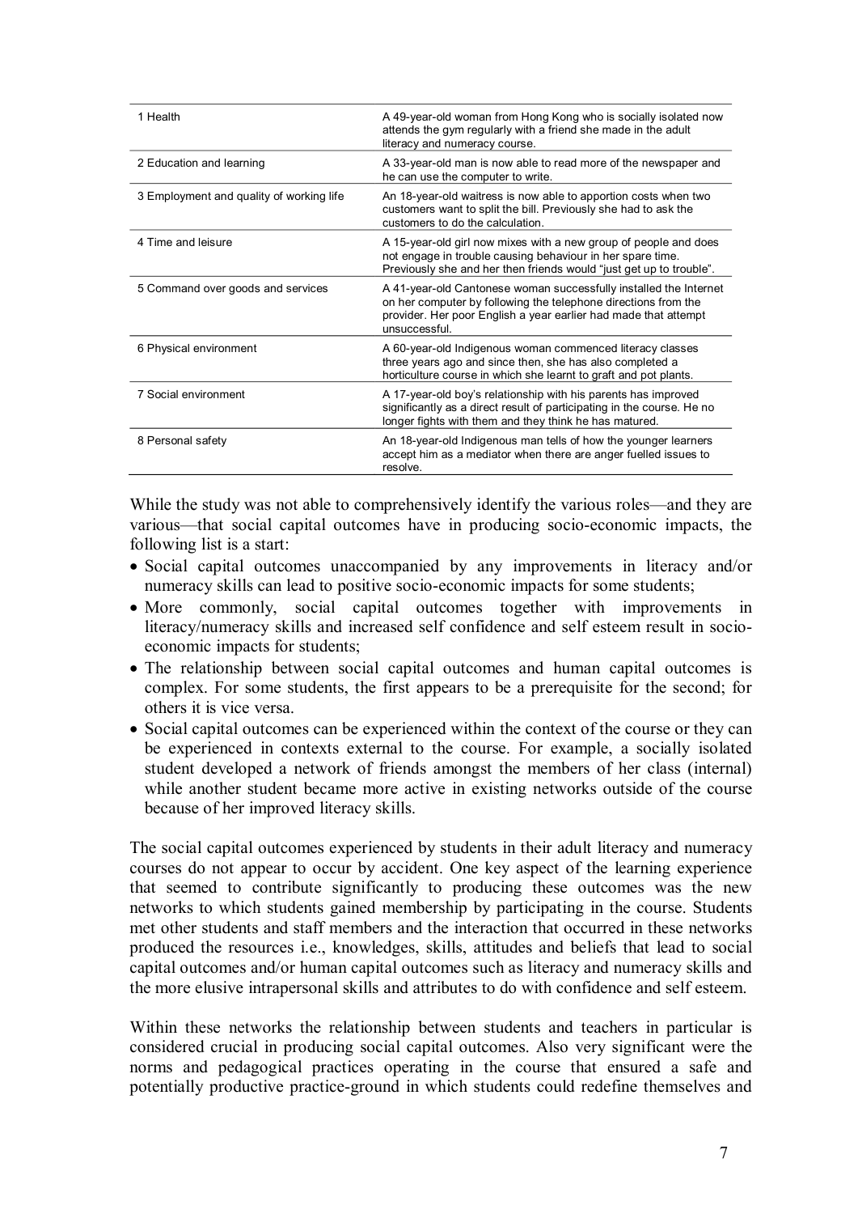| | |
|---|---|
| 1 Health | A 49-year-old woman from Hong Kong who is socially isolated now attends the gym regularly with a friend she made in the adult literacy and numeracy course. |
| 2 Education and learning | A 33-year-old man is now able to read more of the newspaper and he can use the computer to write. |
| 3 Employment and quality of working life | An 18-year-old waitress is now able to apportion costs when two customers want to split the bill. Previously she had to ask the customers to do the calculation. |
| 4 Time and leisure | A 15-year-old girl now mixes with a new group of people and does not engage in trouble causing behaviour in her spare time. Previously she and her then friends would "just get up to trouble". |
| 5 Command over goods and services | A 41-year-old Cantonese woman successfully installed the Internet on her computer by following the telephone directions from the provider. Her poor English a year earlier had made that attempt unsuccessful. |
| 6 Physical environment | A 60-year-old Indigenous woman commenced literacy classes three years ago and since then, she has also completed a horticulture course in which she learnt to graft and pot plants. |
| 7 Social environment | A 17-year-old boy's relationship with his parents has improved significantly as a direct result of participating in the course. He no longer fights with them and they think he has matured. |
| 8 Personal safety | An 18-year-old Indigenous man tells of how the younger learners accept him as a mediator when there are anger fuelled issues to resolve. |

While the study was not able to comprehensively identify the various roles—and they are various—that social capital outcomes have in producing socio-economic impacts, the following list is a start:

- Social capital outcomes unaccompanied by any improvements in literacy and/or numeracy skills can lead to positive socio-economic impacts for some students;
- More commonly, social capital outcomes together with improvements in literacy/numeracy skills and increased self confidence and self esteem result in socio-economic impacts for students;
- The relationship between social capital outcomes and human capital outcomes is complex. For some students, the first appears to be a prerequisite for the second; for others it is vice versa.
- Social capital outcomes can be experienced within the context of the course or they can be experienced in contexts external to the course. For example, a socially isolated student developed a network of friends amongst the members of her class (internal) while another student became more active in existing networks outside of the course because of her improved literacy skills.

The social capital outcomes experienced by students in their adult literacy and numeracy courses do not appear to occur by accident. One key aspect of the learning experience that seemed to contribute significantly to producing these outcomes was the new networks to which students gained membership by participating in the course. Students met other students and staff members and the interaction that occurred in these networks produced the resources i.e., knowledges, skills, attitudes and beliefs that lead to social capital outcomes and/or human capital outcomes such as literacy and numeracy skills and the more elusive intrapersonal skills and attributes to do with confidence and self esteem.

Within these networks the relationship between students and teachers in particular is considered crucial in producing social capital outcomes. Also very significant were the norms and pedagogical practices operating in the course that ensured a safe and potentially productive practice-ground in which students could redefine themselves and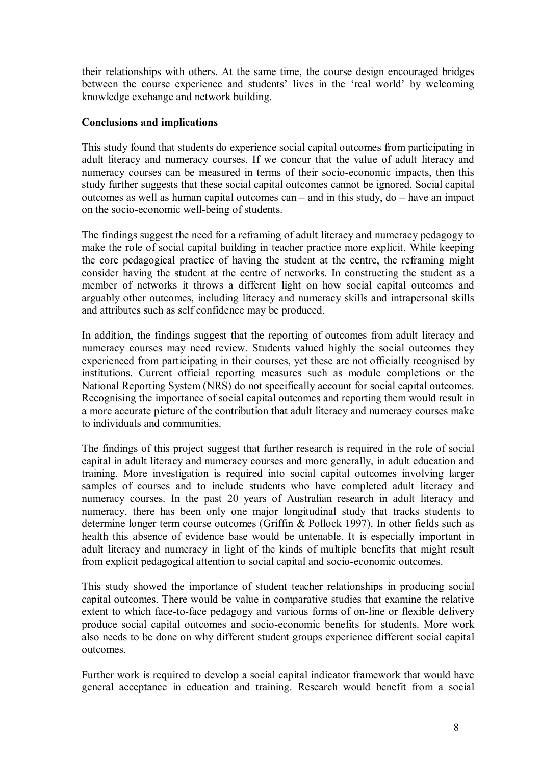their relationships with others. At the same time, the course design encouraged bridges between the course experience and students' lives in the 'real world' by welcoming knowledge exchange and network building.

**Conclusions and implications**

This study found that students do experience social capital outcomes from participating in adult literacy and numeracy courses. If we concur that the value of adult literacy and numeracy courses can be measured in terms of their socio-economic impacts, then this study further suggests that these social capital outcomes cannot be ignored. Social capital outcomes as well as human capital outcomes can – and in this study, do – have an impact on the socio-economic well-being of students.

The findings suggest the need for a reframing of adult literacy and numeracy pedagogy to make the role of social capital building in teacher practice more explicit. While keeping the core pedagogical practice of having the student at the centre, the reframing might consider having the student at the centre of networks. In constructing the student as a member of networks it throws a different light on how social capital outcomes and arguably other outcomes, including literacy and numeracy skills and intrapersonal skills and attributes such as self confidence may be produced.

In addition, the findings suggest that the reporting of outcomes from adult literacy and numeracy courses may need review. Students valued highly the social outcomes they experienced from participating in their courses, yet these are not officially recognised by institutions. Current official reporting measures such as module completions or the National Reporting System (NRS) do not specifically account for social capital outcomes. Recognising the importance of social capital outcomes and reporting them would result in a more accurate picture of the contribution that adult literacy and numeracy courses make to individuals and communities.

The findings of this project suggest that further research is required in the role of social capital in adult literacy and numeracy courses and more generally, in adult education and training. More investigation is required into social capital outcomes involving larger samples of courses and to include students who have completed adult literacy and numeracy courses. In the past 20 years of Australian research in adult literacy and numeracy, there has been only one major longitudinal study that tracks students to determine longer term course outcomes (Griffin & Pollock 1997). In other fields such as health this absence of evidence base would be untenable. It is especially important in adult literacy and numeracy in light of the kinds of multiple benefits that might result from explicit pedagogical attention to social capital and socio-economic outcomes.

This study showed the importance of student teacher relationships in producing social capital outcomes. There would be value in comparative studies that examine the relative extent to which face-to-face pedagogy and various forms of on-line or flexible delivery produce social capital outcomes and socio-economic benefits for students. More work also needs to be done on why different student groups experience different social capital outcomes.

Further work is required to develop a social capital indicator framework that would have general acceptance in education and training. Research would benefit from a social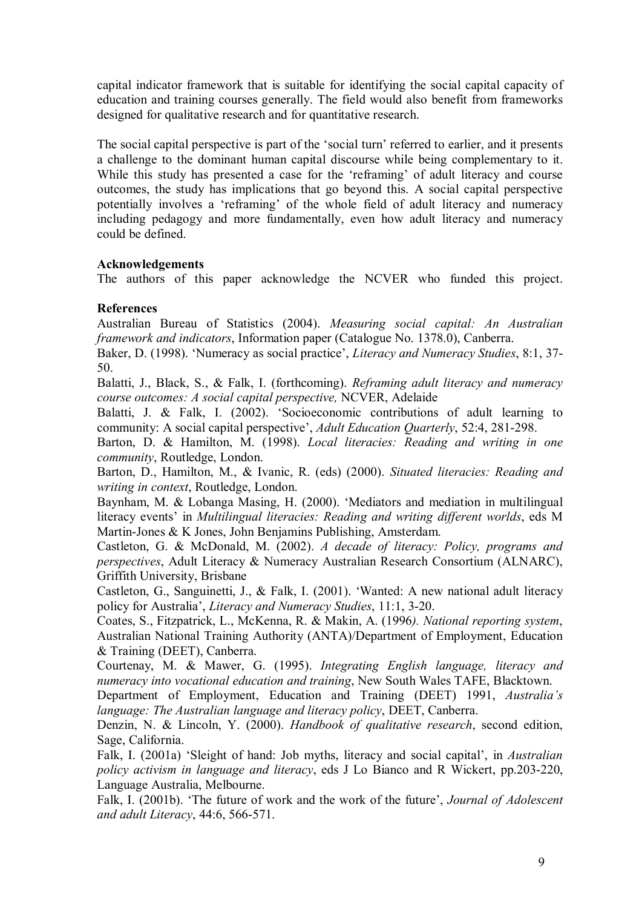capital indicator framework that is suitable for identifying the social capital capacity of education and training courses generally. The field would also benefit from frameworks designed for qualitative research and for quantitative research.

The social capital perspective is part of the 'social turn' referred to earlier, and it presents a challenge to the dominant human capital discourse while being complementary to it. While this study has presented a case for the 'reframing' of adult literacy and course outcomes, the study has implications that go beyond this. A social capital perspective potentially involves a 'reframing' of the whole field of adult literacy and numeracy including pedagogy and more fundamentally, even how adult literacy and numeracy could be defined.

**Acknowledgements**

The authors of this paper acknowledge the NCVER who funded this project.

**References**

Australian Bureau of Statistics (2004). *Measuring social capital: An Australian framework and indicators*, Information paper (Catalogue No. 1378.0), Canberra.

Baker, D. (1998). 'Numeracy as social practice', *Literacy and Numeracy Studies*, 8:1, 37-50.

Balatti, J., Black, S., & Falk, I. (forthcoming). *Reframing adult literacy and numeracy course outcomes: A social capital perspective,* NCVER, Adelaide

Balatti, J. & Falk, I. (2002). 'Socioeconomic contributions of adult learning to community: A social capital perspective', *Adult Education Quarterly*, 52:4, 281-298.

Barton, D. & Hamilton, M. (1998). *Local literacies: Reading and writing in one community*, Routledge, London.

Barton, D., Hamilton, M., & Ivanic, R. (eds) (2000). *Situated literacies: Reading and writing in context*, Routledge, London.

Baynham, M. & Lobanga Masing, H. (2000). 'Mediators and mediation in multilingual literacy events' in *Multilingual literacies: Reading and writing different worlds*, eds M Martin-Jones & K Jones, John Benjamins Publishing, Amsterdam.

Castleton, G. & McDonald, M. (2002). *A decade of literacy: Policy, programs and perspectives*, Adult Literacy & Numeracy Australian Research Consortium (ALNARC), Griffith University, Brisbane

Castleton, G., Sanguinetti, J., & Falk, I. (2001). 'Wanted: A new national adult literacy policy for Australia', *Literacy and Numeracy Studies*, 11:1, 3-20.

Coates, S., Fitzpatrick, L., McKenna, R. & Makin, A. (1996). *National reporting system*, Australian National Training Authority (ANTA)/Department of Employment, Education & Training (DEET), Canberra.

Courtenay, M. & Mawer, G. (1995). *Integrating English language, literacy and numeracy into vocational education and training*, New South Wales TAFE, Blacktown.

Department of Employment, Education and Training (DEET) 1991, *Australia's language: The Australian language and literacy policy*, DEET, Canberra.

Denzin, N. & Lincoln, Y. (2000). *Handbook of qualitative research*, second edition, Sage, California.

Falk, I. (2001a) 'Sleight of hand: Job myths, literacy and social capital', in *Australian policy activism in language and literacy*, eds J Lo Bianco and R Wickert, pp.203-220, Language Australia, Melbourne.

Falk, I. (2001b). 'The future of work and the work of the future', *Journal of Adolescent and adult Literacy*, 44:6, 566-571.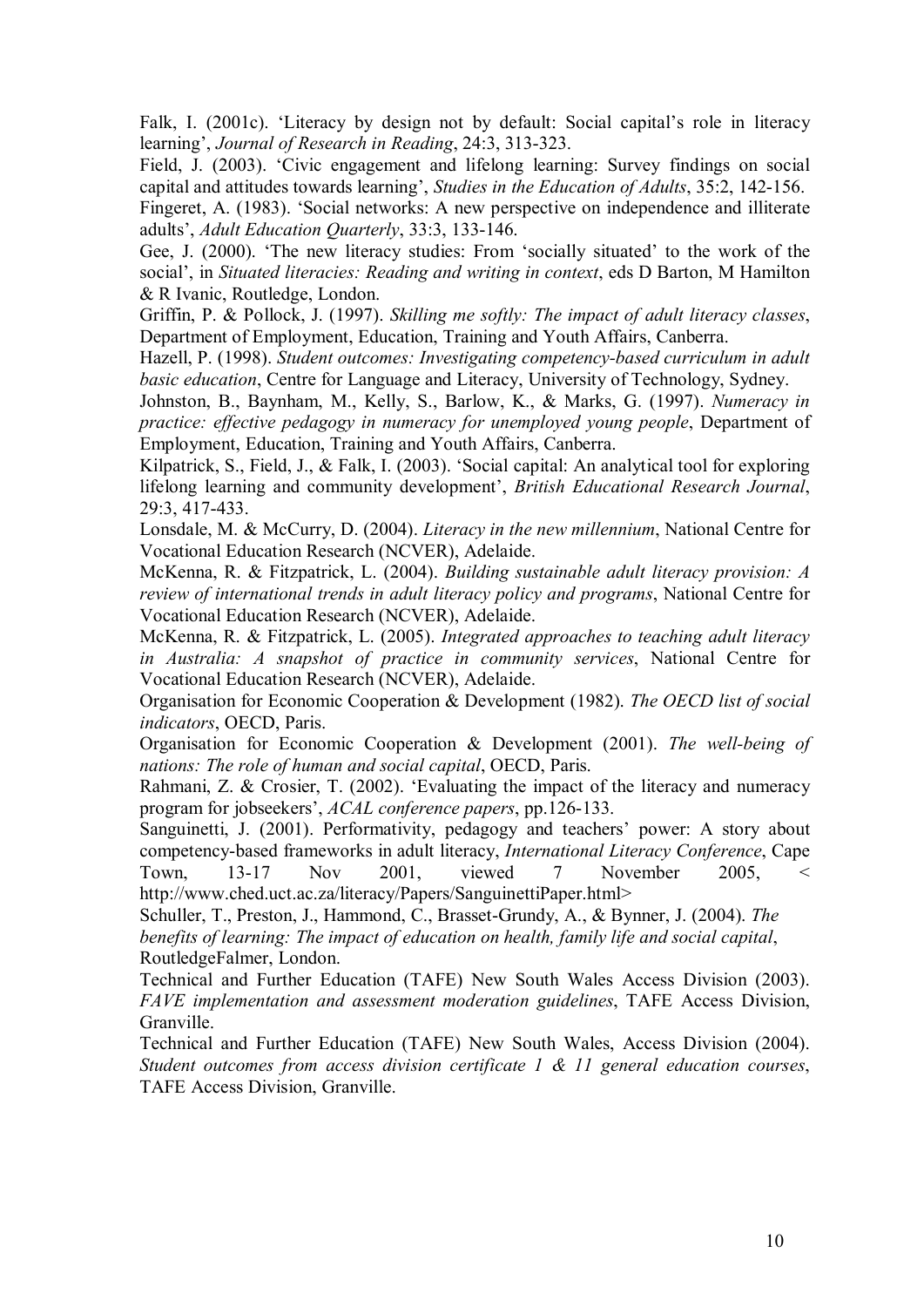Falk, I. (2001c). 'Literacy by design not by default: Social capital's role in literacy learning', *Journal of Research in Reading*, 24:3, 313-323.

Field, J. (2003). 'Civic engagement and lifelong learning: Survey findings on social capital and attitudes towards learning', *Studies in the Education of Adults*, 35:2, 142-156.

Fingeret, A. (1983). 'Social networks: A new perspective on independence and illiterate adults', *Adult Education Quarterly*, 33:3, 133-146.

Gee, J. (2000). 'The new literacy studies: From 'socially situated' to the work of the social', in *Situated literacies: Reading and writing in context*, eds D Barton, M Hamilton & R Ivanic, Routledge, London.

Griffin, P. & Pollock, J. (1997). *Skilling me softly: The impact of adult literacy classes*, Department of Employment, Education, Training and Youth Affairs, Canberra.

Hazell, P. (1998). *Student outcomes: Investigating competency-based curriculum in adult basic education*, Centre for Language and Literacy, University of Technology, Sydney.

Johnston, B., Baynham, M., Kelly, S., Barlow, K., & Marks, G. (1997). *Numeracy in practice: effective pedagogy in numeracy for unemployed young people*, Department of Employment, Education, Training and Youth Affairs, Canberra.

Kilpatrick, S., Field, J., & Falk, I. (2003). 'Social capital: An analytical tool for exploring lifelong learning and community development', *British Educational Research Journal*, 29:3, 417-433.

Lonsdale, M. & McCurry, D. (2004). *Literacy in the new millennium*, National Centre for Vocational Education Research (NCVER), Adelaide.

McKenna, R. & Fitzpatrick, L. (2004). *Building sustainable adult literacy provision: A review of international trends in adult literacy policy and programs*, National Centre for Vocational Education Research (NCVER), Adelaide.

McKenna, R. & Fitzpatrick, L. (2005). *Integrated approaches to teaching adult literacy in Australia: A snapshot of practice in community services*, National Centre for Vocational Education Research (NCVER), Adelaide.

Organisation for Economic Cooperation & Development (1982). *The OECD list of social indicators*, OECD, Paris.

Organisation for Economic Cooperation & Development (2001). *The well-being of nations: The role of human and social capital*, OECD, Paris.

Rahmani, Z. & Crosier, T. (2002). 'Evaluating the impact of the literacy and numeracy program for jobseekers', *ACAL conference papers*, pp.126-133.

Sanguinetti, J. (2001). Performativity, pedagogy and teachers' power: A story about competency-based frameworks in adult literacy, *International Literacy Conference*, Cape Town, 13-17 Nov 2001, viewed 7 November 2005, < http://www.ched.uct.ac.za/literacy/Papers/SanguinettiPaper.html>

Schuller, T., Preston, J., Hammond, C., Brasset-Grundy, A., & Bynner, J. (2004). *The benefits of learning: The impact of education on health, family life and social capital*, RoutledgeFalmer, London.

Technical and Further Education (TAFE) New South Wales Access Division (2003). *FAVE implementation and assessment moderation guidelines*, TAFE Access Division, Granville.

Technical and Further Education (TAFE) New South Wales, Access Division (2004). *Student outcomes from access division certificate 1 & 11 general education courses*, TAFE Access Division, Granville.